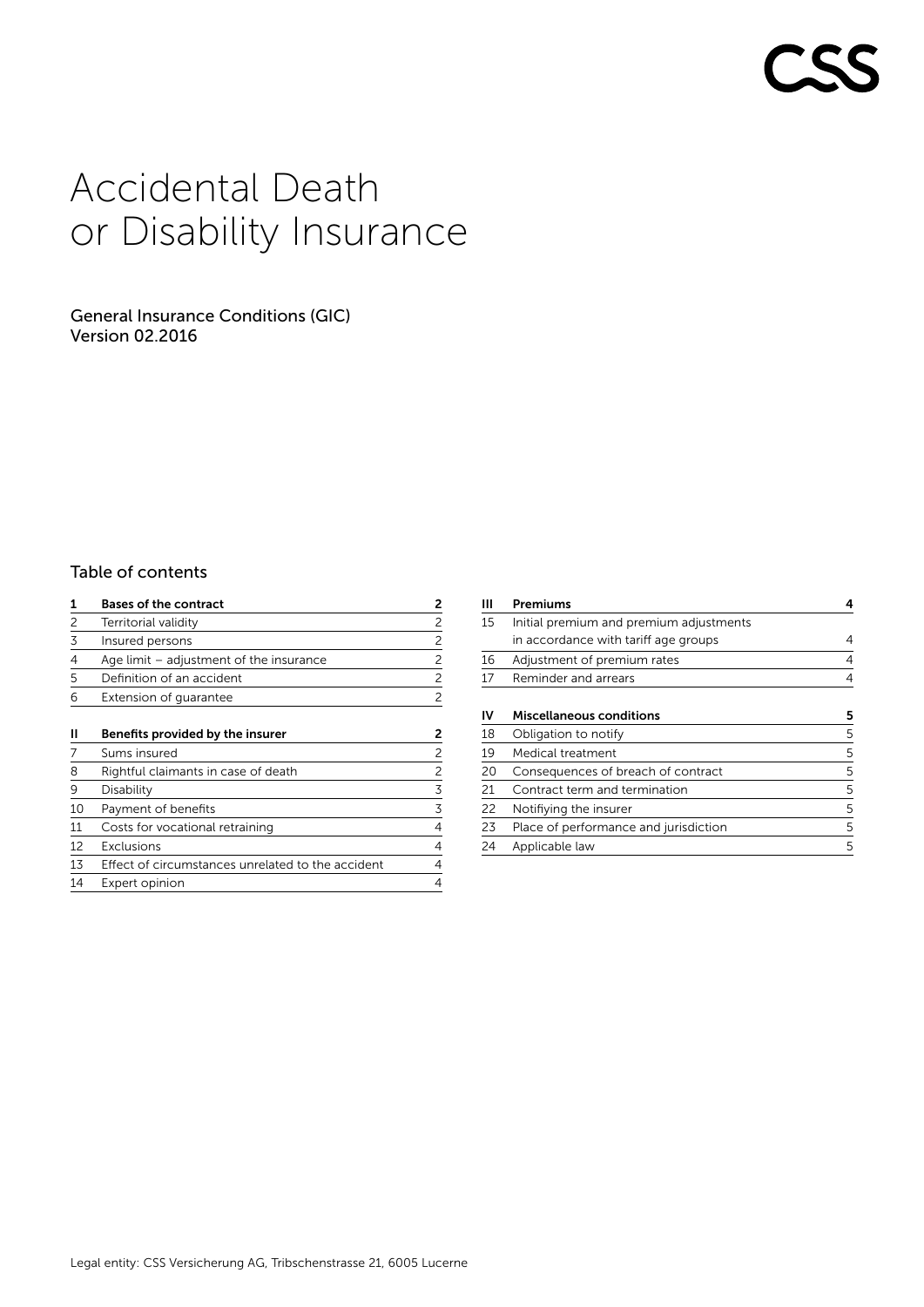CSS

# Accidental Death or Disability Insurance

General Insurance Conditions (GIC)
Version 02.2016

## Table of contents

| | | |
|---|---|---|
| **1** | **Bases of the contract** | **2** |
| 2 | Territorial validity | 2 |
| 3 | Insured persons | 2 |
| 4 | Age limit – adjustment of the insurance | 2 |
| 5 | Definition of an accident | 2 |
| 6 | Extension of guarantee | 2 |
| | | |
| **II** | **Benefits provided by the insurer** | **2** |
| 7 | Sums insured | 2 |
| 8 | Rightful claimants in case of death | 2 |
| 9 | Disability | 3 |
| 10 | Payment of benefits | 3 |
| 11 | Costs for vocational retraining | 4 |
| 12 | Exclusions | 4 |
| 13 | Effect of circumstances unrelated to the accident | 4 |
| 14 | Expert opinion | 4 |
| | | |
| **III** | **Premiums** | **4** |
| 15 | Initial premium and premium adjustments in accordance with tariff age groups | 4 |
| 16 | Adjustment of premium rates | 4 |
| 17 | Reminder and arrears | 4 |
| | | |
| **IV** | **Miscellaneous conditions** | **5** |
| 18 | Obligation to notify | 5 |
| 19 | Medical treatment | 5 |
| 20 | Consequences of breach of contract | 5 |
| 21 | Contract term and termination | 5 |
| 22 | Notifiying the insurer | 5 |
| 23 | Place of performance and jurisdiction | 5 |
| 24 | Applicable law | 5 |

Legal entity: CSS Versicherung AG, Tribschenstrasse 21, 6005 Lucerne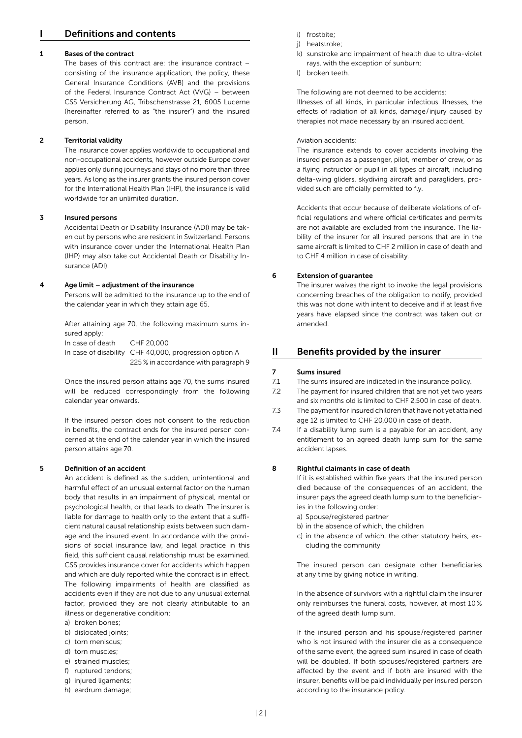# I Definitions and contents

## 1 Bases of the contract

The bases of this contract are: the insurance contract – consisting of the insurance application, the policy, these General Insurance Conditions (AVB) and the provisions of the Federal Insurance Contract Act (VVG) – between CSS Versicherung AG, Tribschenstrasse 21, 6005 Lucerne (hereinafter referred to as "the insurer") and the insured person.

## 2 Territorial validity

The insurance cover applies worldwide to occupational and non-occupational accidents, however outside Europe cover applies only during journeys and stays of no more than three years. As long as the insurer grants the insured person cover for the International Health Plan (IHP), the insurance is valid worldwide for an unlimited duration.

## 3 Insured persons

Accidental Death or Disability Insurance (ADI) may be taken out by persons who are resident in Switzerland. Persons with insurance cover under the International Health Plan (IHP) may also take out Accidental Death or Disability Insurance (ADI).

## 4 Age limit – adjustment of the insurance

Persons will be admitted to the insurance up to the end of the calendar year in which they attain age 65.

After attaining age 70, the following maximum sums insured apply:

In case of death CHF 20,000
In case of disability CHF 40,000, progression option A 225 % in accordance with paragraph 9

Once the insured person attains age 70, the sums insured will be reduced correspondingly from the following calendar year onwards.

If the insured person does not consent to the reduction in benefits, the contract ends for the insured person concerned at the end of the calendar year in which the insured person attains age 70.

## 5 Definition of an accident

An accident is defined as the sudden, unintentional and harmful effect of an unusual external factor on the human body that results in an impairment of physical, mental or psychological health, or that leads to death. The insurer is liable for damage to health only to the extent that a sufficient natural causal relationship exists between such damage and the insured event. In accordance with the provisions of social insurance law, and legal practice in this field, this sufficient causal relationship must be examined. CSS provides insurance cover for accidents which happen and which are duly reported while the contract is in effect. The following impairments of health are classified as accidents even if they are not due to any unusual external factor, provided they are not clearly attributable to an illness or degenerative condition:

a) broken bones;
b) dislocated joints;
c) torn meniscus;
d) torn muscles;
e) strained muscles;
f) ruptured tendons;
g) injured ligaments;
h) eardrum damage;
i) frostbite;
j) heatstroke;
k) sunstroke and impairment of health due to ultra-violet rays, with the exception of sunburn;
l) broken teeth.

The following are not deemed to be accidents:
Illnesses of all kinds, in particular infectious illnesses, the effects of radiation of all kinds, damage/injury caused by therapies not made necessary by an insured accident.

Aviation accidents:
The insurance extends to cover accidents involving the insured person as a passenger, pilot, member of crew, or as a flying instructor or pupil in all types of aircraft, including delta-wing gliders, skydiving aircraft and paragliders, provided such are officially permitted to fly.

Accidents that occur because of deliberate violations of official regulations and where official certificates and permits are not available are excluded from the insurance. The liability of the insurer for all insured persons that are in the same aircraft is limited to CHF 2 million in case of death and to CHF 4 million in case of disability.

## 6 Extension of guarantee

The insurer waives the right to invoke the legal provisions concerning breaches of the obligation to notify, provided this was not done with intent to deceive and if at least five years have elapsed since the contract was taken out or amended.

# II Benefits provided by the insurer

## 7 Sums insured

7.1 The sums insured are indicated in the insurance policy.

7.2 The payment for insured children that are not yet two years and six months old is limited to CHF 2,500 in case of death.

7.3 The payment for insured children that have not yet attained age 12 is limited to CHF 20,000 in case of death.

7.4 If a disability lump sum is a payable for an accident, any entitlement to an agreed death lump sum for the same accident lapses.

## 8 Rightful claimants in case of death

If it is established within five years that the insured person died because of the consequences of an accident, the insurer pays the agreed death lump sum to the beneficiaries in the following order:

a) Spouse/registered partner
b) in the absence of which, the children
c) in the absence of which, the other statutory heirs, excluding the community

The insured person can designate other beneficiaries at any time by giving notice in writing.

In the absence of survivors with a rightful claim the insurer only reimburses the funeral costs, however, at most 10 % of the agreed death lump sum.

If the insured person and his spouse/registered partner who is not insured with the insurer die as a consequence of the same event, the agreed sum insured in case of death will be doubled. If both spouses/registered partners are affected by the event and if both are insured with the insurer, benefits will be paid individually per insured person according to the insurance policy.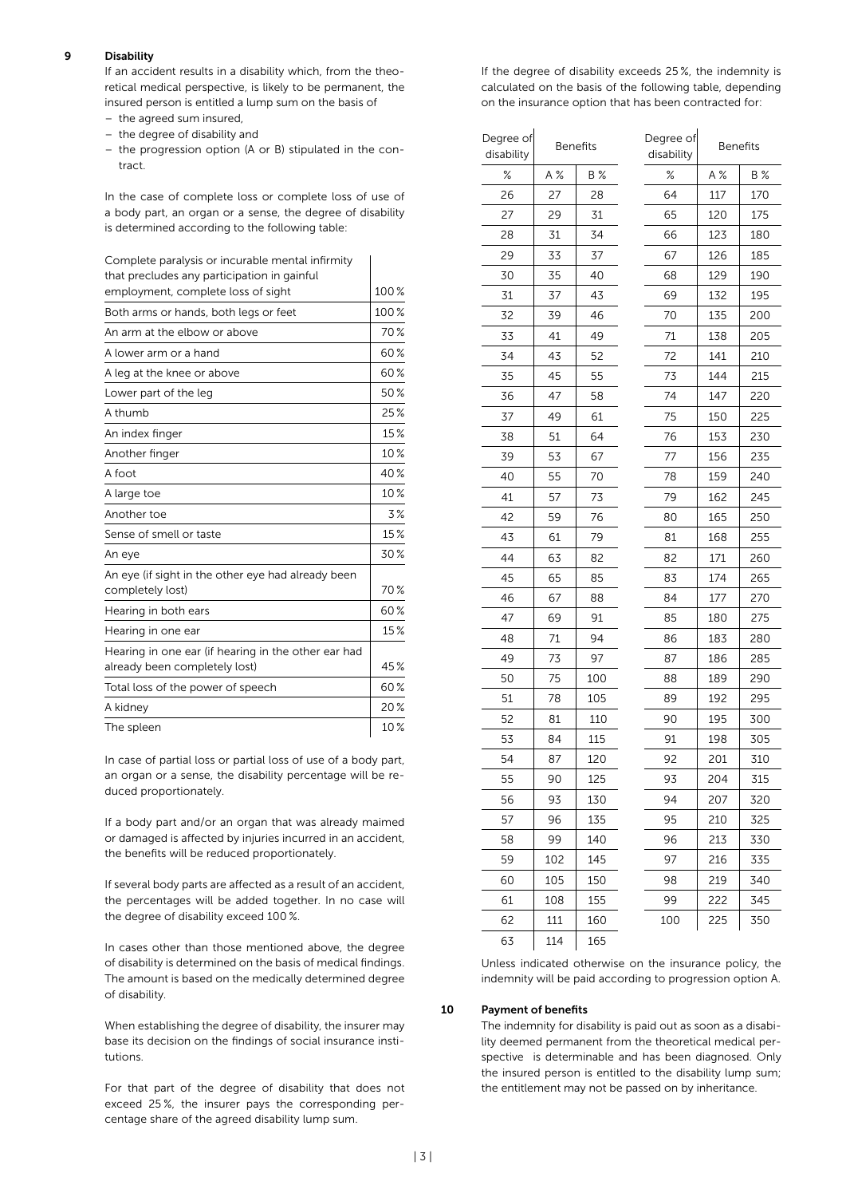## 9 Disability

If an accident results in a disability which, from the theoretical medical perspective, is likely to be permanent, the insured person is entitled a lump sum on the basis of

- the agreed sum insured,
- the degree of disability and
- the progression option (A or B) stipulated in the contract.

In the case of complete loss or complete loss of use of a body part, an organ or a sense, the degree of disability is determined according to the following table:

| | |
|---|---|
| Complete paralysis or incurable mental infirmity that precludes any participation in gainful employment, complete loss of sight | 100 % |
| Both arms or hands, both legs or feet | 100 % |
| An arm at the elbow or above | 70 % |
| A lower arm or a hand | 60 % |
| A leg at the knee or above | 60 % |
| Lower part of the leg | 50 % |
| A thumb | 25 % |
| An index finger | 15 % |
| Another finger | 10 % |
| A foot | 40 % |
| A large toe | 10 % |
| Another toe | 3 % |
| Sense of smell or taste | 15 % |
| An eye | 30 % |
| An eye (if sight in the other eye had already been completely lost) | 70 % |
| Hearing in both ears | 60 % |
| Hearing in one ear | 15 % |
| Hearing in one ear (if hearing in the other ear had already been completely lost) | 45 % |
| Total loss of the power of speech | 60 % |
| A kidney | 20 % |
| The spleen | 10 % |

In case of partial loss or partial loss of use of a body part, an organ or a sense, the disability percentage will be reduced proportionately.

If a body part and/or an organ that was already maimed or damaged is affected by injuries incurred in an accident, the benefits will be reduced proportionately.

If several body parts are affected as a result of an accident, the percentages will be added together. In no case will the degree of disability exceed 100 %.

In cases other than those mentioned above, the degree of disability is determined on the basis of medical findings. The amount is based on the medically determined degree of disability.

When establishing the degree of disability, the insurer may base its decision on the findings of social insurance institutions.

For that part of the degree of disability that does not exceed 25 %, the insurer pays the corresponding percentage share of the agreed disability lump sum.

If the degree of disability exceeds 25 %, the indemnity is calculated on the basis of the following table, depending on the insurance option that has been contracted for:

| Degree of disability | Benefits | | Degree of disability | Benefits | |
|---|---|---|---|---|---|
| % | A % | B % | % | A % | B % |
| 26 | 27 | 28 | 64 | 117 | 170 |
| 27 | 29 | 31 | 65 | 120 | 175 |
| 28 | 31 | 34 | 66 | 123 | 180 |
| 29 | 33 | 37 | 67 | 126 | 185 |
| 30 | 35 | 40 | 68 | 129 | 190 |
| 31 | 37 | 43 | 69 | 132 | 195 |
| 32 | 39 | 46 | 70 | 135 | 200 |
| 33 | 41 | 49 | 71 | 138 | 205 |
| 34 | 43 | 52 | 72 | 141 | 210 |
| 35 | 45 | 55 | 73 | 144 | 215 |
| 36 | 47 | 58 | 74 | 147 | 220 |
| 37 | 49 | 61 | 75 | 150 | 225 |
| 38 | 51 | 64 | 76 | 153 | 230 |
| 39 | 53 | 67 | 77 | 156 | 235 |
| 40 | 55 | 70 | 78 | 159 | 240 |
| 41 | 57 | 73 | 79 | 162 | 245 |
| 42 | 59 | 76 | 80 | 165 | 250 |
| 43 | 61 | 79 | 81 | 168 | 255 |
| 44 | 63 | 82 | 82 | 171 | 260 |
| 45 | 65 | 85 | 83 | 174 | 265 |
| 46 | 67 | 88 | 84 | 177 | 270 |
| 47 | 69 | 91 | 85 | 180 | 275 |
| 48 | 71 | 94 | 86 | 183 | 280 |
| 49 | 73 | 97 | 87 | 186 | 285 |
| 50 | 75 | 100 | 88 | 189 | 290 |
| 51 | 78 | 105 | 89 | 192 | 295 |
| 52 | 81 | 110 | 90 | 195 | 300 |
| 53 | 84 | 115 | 91 | 198 | 305 |
| 54 | 87 | 120 | 92 | 201 | 310 |
| 55 | 90 | 125 | 93 | 204 | 315 |
| 56 | 93 | 130 | 94 | 207 | 320 |
| 57 | 96 | 135 | 95 | 210 | 325 |
| 58 | 99 | 140 | 96 | 213 | 330 |
| 59 | 102 | 145 | 97 | 216 | 335 |
| 60 | 105 | 150 | 98 | 219 | 340 |
| 61 | 108 | 155 | 99 | 222 | 345 |
| 62 | 111 | 160 | 100 | 225 | 350 |
| 63 | 114 | 165 | | | |

Unless indicated otherwise on the insurance policy, the indemnity will be paid according to progression option A.

## 10 Payment of benefits

The indemnity for disability is paid out as soon as a disability deemed permanent from the theoretical medical perspective is determinable and has been diagnosed. Only the insured person is entitled to the disability lump sum; the entitlement may not be passed on by inheritance.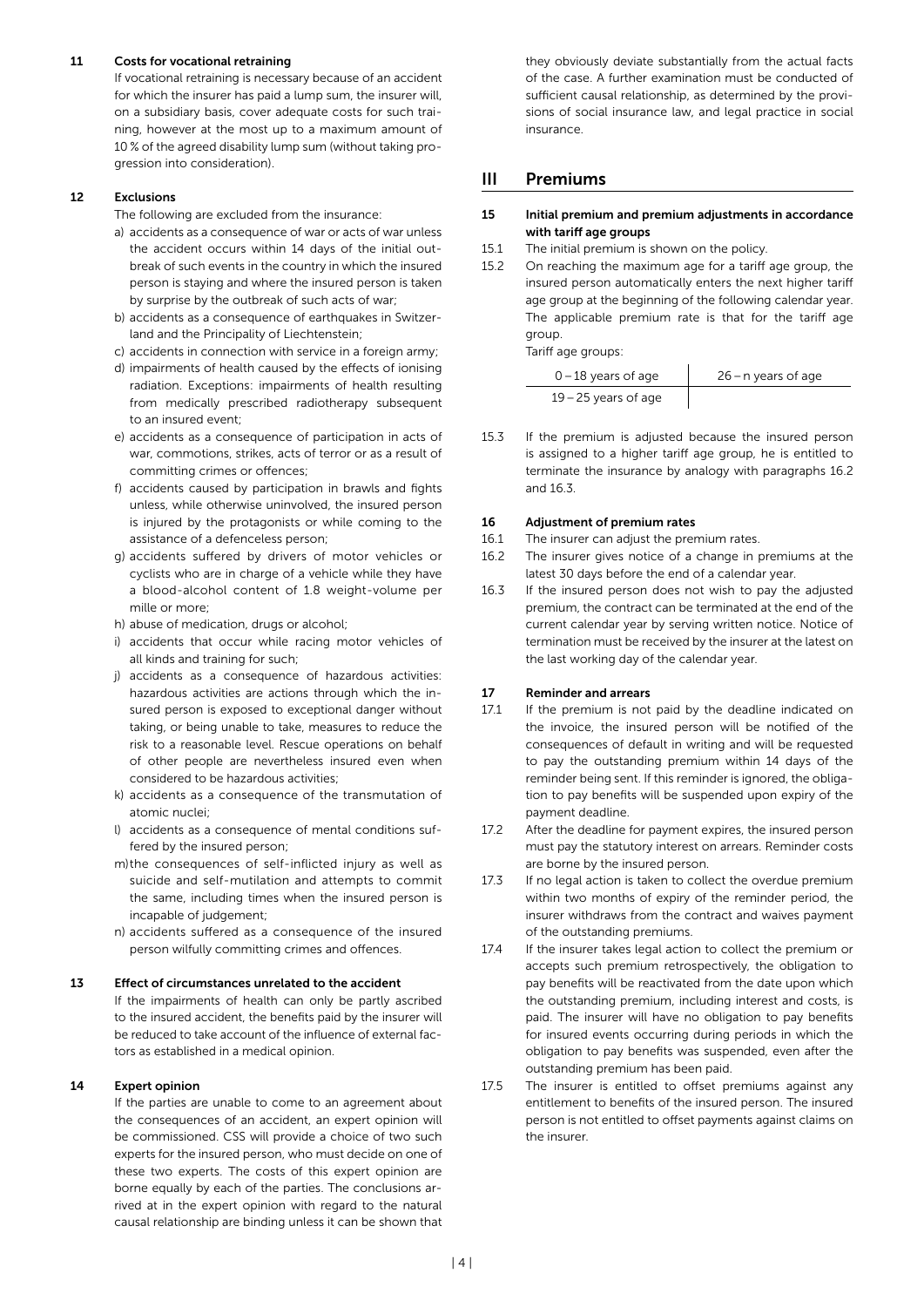### 11 Costs for vocational retraining

If vocational retraining is necessary because of an accident for which the insurer has paid a lump sum, the insurer will, on a subsidiary basis, cover adequate costs for such training, however at the most up to a maximum amount of 10 % of the agreed disability lump sum (without taking progression into consideration).

### 12 Exclusions

The following are excluded from the insurance:

a) accidents as a consequence of war or acts of war unless the accident occurs within 14 days of the initial outbreak of such events in the country in which the insured person is staying and where the insured person is taken by surprise by the outbreak of such acts of war;
b) accidents as a consequence of earthquakes in Switzerland and the Principality of Liechtenstein;
c) accidents in connection with service in a foreign army;
d) impairments of health caused by the effects of ionising radiation. Exceptions: impairments of health resulting from medically prescribed radiotherapy subsequent to an insured event;
e) accidents as a consequence of participation in acts of war, commotions, strikes, acts of terror or as a result of committing crimes or offences;
f) accidents caused by participation in brawls and fights unless, while otherwise uninvolved, the insured person is injured by the protagonists or while coming to the assistance of a defenceless person;
g) accidents suffered by drivers of motor vehicles or cyclists who are in charge of a vehicle while they have a blood-alcohol content of 1.8 weight-volume per mille or more;
h) abuse of medication, drugs or alcohol;
i) accidents that occur while racing motor vehicles of all kinds and training for such;
j) accidents as a consequence of hazardous activities: hazardous activities are actions through which the insured person is exposed to exceptional danger without taking, or being unable to take, measures to reduce the risk to a reasonable level. Rescue operations on behalf of other people are nevertheless insured even when considered to be hazardous activities;
k) accidents as a consequence of the transmutation of atomic nuclei;
l) accidents as a consequence of mental conditions suffered by the insured person;
m) the consequences of self-inflicted injury as well as suicide and self-mutilation and attempts to commit the same, including times when the insured person is incapable of judgement;
n) accidents suffered as a consequence of the insured person wilfully committing crimes and offences.

### 13 Effect of circumstances unrelated to the accident

If the impairments of health can only be partly ascribed to the insured accident, the benefits paid by the insurer will be reduced to take account of the influence of external factors as established in a medical opinion.

### 14 Expert opinion

If the parties are unable to come to an agreement about the consequences of an accident, an expert opinion will be commissioned. CSS will provide a choice of two such experts for the insured person, who must decide on one of these two experts. The costs of this expert opinion are borne equally by each of the parties. The conclusions arrived at in the expert opinion with regard to the natural causal relationship are binding unless it can be shown that they obviously deviate substantially from the actual facts of the case. A further examination must be conducted of sufficient causal relationship, as determined by the provisions of social insurance law, and legal practice in social insurance.

## III Premiums

### 15 Initial premium and premium adjustments in accordance with tariff age groups

15.1 The initial premium is shown on the policy.

15.2 On reaching the maximum age for a tariff age group, the insured person automatically enters the next higher tariff age group at the beginning of the following calendar year. The applicable premium rate is that for the tariff age group.

Tariff age groups:

| 0 – 18 years of age | 26 – n years of age |
|---|---|
| 19 – 25 years of age | |

15.3 If the premium is adjusted because the insured person is assigned to a higher tariff age group, he is entitled to terminate the insurance by analogy with paragraphs 16.2 and 16.3.

### 16 Adjustment of premium rates

16.1 The insurer can adjust the premium rates.

16.2 The insurer gives notice of a change in premiums at the latest 30 days before the end of a calendar year.

16.3 If the insured person does not wish to pay the adjusted premium, the contract can be terminated at the end of the current calendar year by serving written notice. Notice of termination must be received by the insurer at the latest on the last working day of the calendar year.

### 17 Reminder and arrears

17.1 If the premium is not paid by the deadline indicated on the invoice, the insured person will be notified of the consequences of default in writing and will be requested to pay the outstanding premium within 14 days of the reminder being sent. If this reminder is ignored, the obligation to pay benefits will be suspended upon expiry of the payment deadline.

17.2 After the deadline for payment expires, the insured person must pay the statutory interest on arrears. Reminder costs are borne by the insured person.

17.3 If no legal action is taken to collect the overdue premium within two months of expiry of the reminder period, the insurer withdraws from the contract and waives payment of the outstanding premiums.

17.4 If the insurer takes legal action to collect the premium or accepts such premium retrospectively, the obligation to pay benefits will be reactivated from the date upon which the outstanding premium, including interest and costs, is paid. The insurer will have no obligation to pay benefits for insured events occurring during periods in which the obligation to pay benefits was suspended, even after the outstanding premium has been paid.

17.5 The insurer is entitled to offset premiums against any entitlement to benefits of the insured person. The insured person is not entitled to offset payments against claims on the insurer.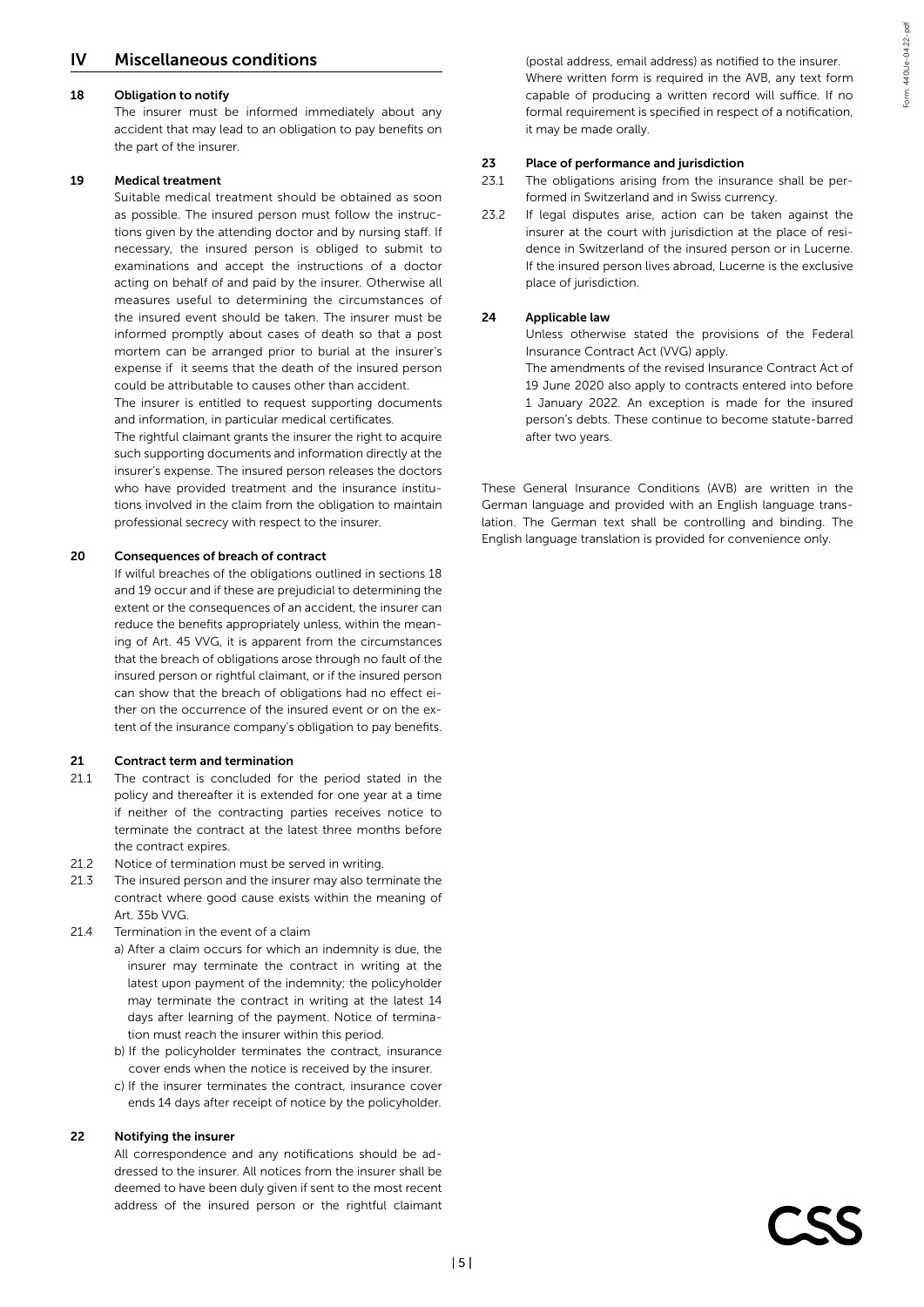## IV Miscellaneous conditions

### 18 Obligation to notify

The insurer must be informed immediately about any accident that may lead to an obligation to pay benefits on the part of the insurer.

### 19 Medical treatment

Suitable medical treatment should be obtained as soon as possible. The insured person must follow the instructions given by the attending doctor and by nursing staff. If necessary, the insured person is obliged to submit to examinations and accept the instructions of a doctor acting on behalf of and paid by the insurer. Otherwise all measures useful to determining the circumstances of the insured event should be taken. The insurer must be informed promptly about cases of death so that a post mortem can be arranged prior to burial at the insurer's expense if it seems that the death of the insured person could be attributable to causes other than accident.

The insurer is entitled to request supporting documents and information, in particular medical certificates.

The rightful claimant grants the insurer the right to acquire such supporting documents and information directly at the insurer's expense. The insured person releases the doctors who have provided treatment and the insurance institutions involved in the claim from the obligation to maintain professional secrecy with respect to the insurer.

### 20 Consequences of breach of contract

If wilful breaches of the obligations outlined in sections 18 and 19 occur and if these are prejudicial to determining the extent or the consequences of an accident, the insurer can reduce the benefits appropriately unless, within the meaning of Art. 45 VVG, it is apparent from the circumstances that the breach of obligations arose through no fault of the insured person or rightful claimant, or if the insured person can show that the breach of obligations had no effect either on the occurrence of the insured event or on the extent of the insurance company's obligation to pay benefits.

### 21 Contract term and termination

21.1 The contract is concluded for the period stated in the policy and thereafter it is extended for one year at a time if neither of the contracting parties receives notice to terminate the contract at the latest three months before the contract expires.

21.2 Notice of termination must be served in writing.

21.3 The insured person and the insurer may also terminate the contract where good cause exists within the meaning of Art. 35b VVG.

21.4 Termination in the event of a claim

a) After a claim occurs for which an indemnity is due, the insurer may terminate the contract in writing at the latest upon payment of the indemnity; the policyholder may terminate the contract in writing at the latest 14 days after learning of the payment. Notice of termination must reach the insurer within this period.

b) If the policyholder terminates the contract, insurance cover ends when the notice is received by the insurer.

c) If the insurer terminates the contract, insurance cover ends 14 days after receipt of notice by the policyholder.

### 22 Notifying the insurer

All correspondence and any notifications should be addressed to the insurer. All notices from the insurer shall be deemed to have been duly given if sent to the most recent address of the insured person or the rightful claimant (postal address, email address) as notified to the insurer. Where written form is required in the AVB, any text form capable of producing a written record will suffice. If no formal requirement is specified in respect of a notification, it may be made orally.

### 23 Place of performance and jurisdiction

23.1 The obligations arising from the insurance shall be performed in Switzerland and in Swiss currency.

23.2 If legal disputes arise, action can be taken against the insurer at the court with jurisdiction at the place of residence in Switzerland of the insured person or in Lucerne. If the insured person lives abroad, Lucerne is the exclusive place of jurisdiction.

### 24 Applicable law

Unless otherwise stated the provisions of the Federal Insurance Contract Act (VVG) apply.

The amendments of the revised Insurance Contract Act of 19 June 2020 also apply to contracts entered into before 1 January 2022. An exception is made for the insured person's debts. These continue to become statute-barred after two years.

These General Insurance Conditions (AVB) are written in the German language and provided with an English language translation. The German text shall be controlling and binding. The English language translation is provided for convenience only.